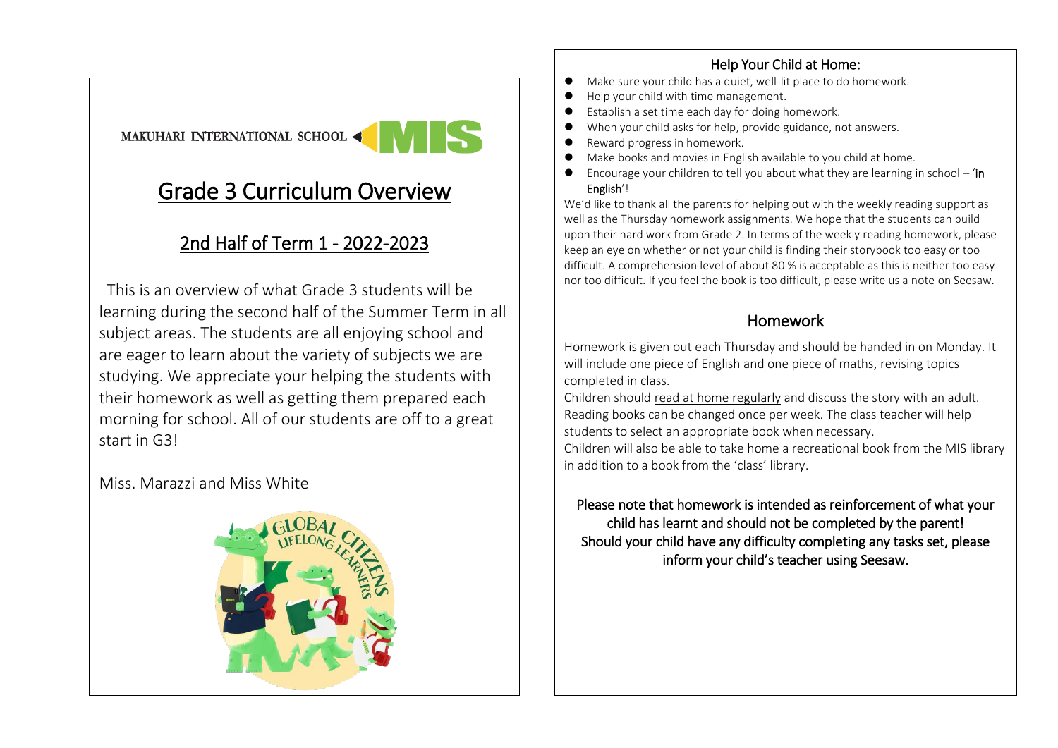MAKUHARI INTERNATIONAL SCHOOL MIS

# Grade 3 Curriculum Overview

## 2nd Half of Term 1 - 2022-2023

This is an overview of what Grade 3 students will be learning during the second half of the Summer Term in all subject areas. The students are all enjoying school and are eager to learn about the variety of subjects we are studying. We appreciate your helping the students with their homework as well as getting them prepared each morning for school. All of our students are off to a great start in G3!

Miss. Marazzi and Miss White

GLOBAL CITIZENS LIFELONG LEARNERS

### Help Your Child at Home:

- Make sure your child has a quiet, well-lit place to do homework.
- Help your child with time management.
- Establish a set time each day for doing homework.
- When your child asks for help, provide guidance, not answers.
- Reward progress in homework.
- Make books and movies in English available to you child at home.
- Encourage your children to tell you about what they are learning in school – '**in English**'!

We'd like to thank all the parents for helping out with the weekly reading support as well as the Thursday homework assignments. We hope that the students can build upon their hard work from Grade 2. In terms of the weekly reading homework, please keep an eye on whether or not your child is finding their storybook too easy or too difficult. A comprehension level of about 80 % is acceptable as this is neither too easy nor too difficult. If you feel the book is too difficult, please write us a note on Seesaw.

## Homework

Homework is given out each Thursday and should be handed in on Monday. It will include one piece of English and one piece of maths, revising topics completed in class.

Children should read at home regularly and discuss the story with an adult. Reading books can be changed once per week. The class teacher will help students to select an appropriate book when necessary.

Children will also be able to take home a recreational book from the MIS library in addition to a book from the 'class' library.

Please note that homework is intended as reinforcement of what your child has learnt and should not be completed by the parent! Should your child have any difficulty completing any tasks set, please inform your child's teacher using Seesaw.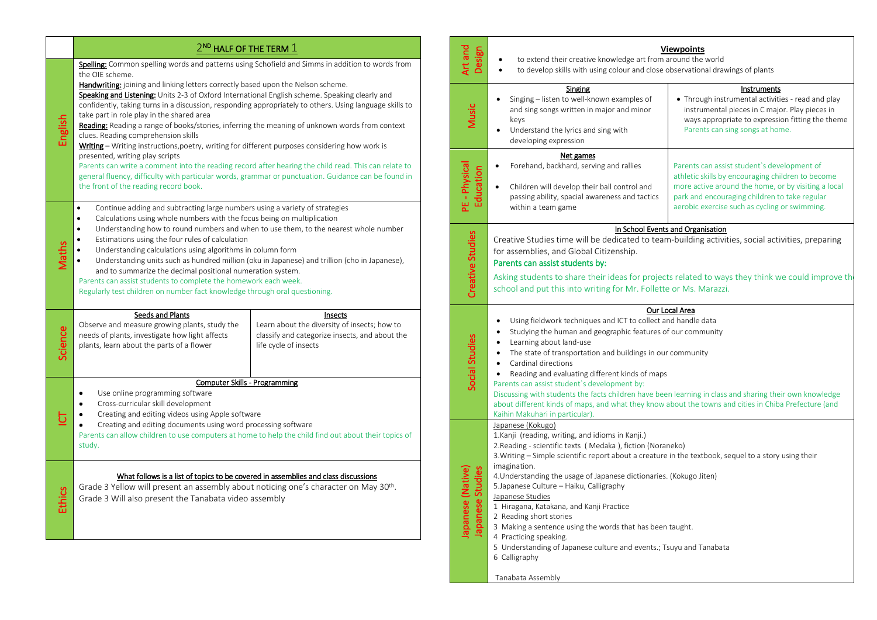| | 2ND HALF OF THE TERM 1 | |
|---|---|---|
| **English** | **Spelling:** Common spelling words and patterns using Schofield and Simms in addition to words from the OIE scheme.<br>**Handwriting:** joining and linking letters correctly based upon the Nelson scheme.<br>**Speaking and Listening:** Units 2-3 of Oxford International English scheme. Speaking clearly and confidently, taking turns in a discussion, responding appropriately to others. Using language skills to take part in role play in the shared area<br>**Reading:** Reading a range of books/stories, inferring the meaning of unknown words from context clues. Reading comprehension skills<br>**Writing** – Writing instructions,poetry, writing for different purposes considering how work is presented, writing play scripts<br>Parents can write a comment into the reading record after hearing the child read. This can relate to general fluency, difficulty with particular words, grammar or punctuation. Guidance can be found in the front of the reading record book. | |
| **Maths** | • Continue adding and subtracting large numbers using a variety of strategies<br>• Calculations using whole numbers with the focus being on multiplication<br>• Understanding how to round numbers and when to use them, to the nearest whole number<br>• Estimations using the four rules of calculation<br>• Understanding calculations using algorithms in column form<br>• Understanding units such as hundred million (oku in Japanese) and trillion (cho in Japanese), and to summarize the decimal positional numeration system.<br>Parents can assist students to complete the homework each week.<br>Regularly test children on number fact knowledge through oral questioning. | |
| **Science** | **Seeds and Plants**<br>Observe and measure growing plants, study the needs of plants, investigate how light affects plants, learn about the parts of a flower | **Insects**<br>Learn about the diversity of insects; how to classify and categorize insects, and about the life cycle of insects |
| **ICT** | **Computer Skills - Programming**<br>• Use online programming software<br>• Cross-curricular skill development<br>• Creating and editing videos using Apple software<br>• Creating and editing documents using word processing software<br>Parents can allow children to use computers at home to help the child find out about their topics of study. | |
| **Ethics** | **What follows is a list of topics to be covered in assemblies and class discussions**<br>Grade 3 Yellow will present an assembly about noticing one's character on May 30th.<br>Grade 3 Will also present the Tanabata video assembly | |
| **Art and Design** | **Viewpoints**<br>• to extend their creative knowledge art from around the world<br>• to develop skills with using colour and close observational drawings of plants | |
| **Music** | **Singing**<br>• Singing – listen to well-known examples of and sing songs written in major and minor keys<br>• Understand the lyrics and sing with developing expression | **Instruments**<br>• Through instrumental activities - read and play instrumental pieces in C major. Play pieces in ways appropriate to expression fitting the theme<br>Parents can sing songs at home. |
| **PE - Physical Education** | **Net games**<br>• Forehand, backhard, serving and rallies<br>• Children will develop their ball control and passing ability, spacial awareness and tactics within a team game | Parents can assist student`s development of athletic skills by encouraging children to become more active around the home, or by visiting a local park and encouraging children to take regular aerobic exercise such as cycling or swimming. |
| **Creative Studies** | **In School Events and Organisation**<br>Creative Studies time will be dedicated to team-building activities, social activities, preparing for assemblies, and Global Citizenship.<br>Parents can assist students by:<br>Asking students to share their ideas for projects related to ways they think we could improve the school and put this into writing for Mr. Follette or Ms. Marazzi. | |
| **Social Studies** | **Our Local Area**<br>• Using fieldwork techniques and ICT to collect and handle data<br>• Studying the human and geographic features of our community<br>• Learning about land-use<br>• The state of transportation and buildings in our community<br>• Cardinal directions<br>• Reading and evaluating different kinds of maps<br>Parents can assist student`s development by:<br>Discussing with students the facts children have been learning in class and sharing their own knowledge about different kinds of maps, and what they know about the towns and cities in Chiba Prefecture (and Kaihin Makuhari in particular). | |
| **Japanese (Native) Japanese Studies** | Japanese (Kokugo)<br>1.Kanji (reading, writing, and idioms in Kanji.)<br>2.Reading - scientific texts ( Medaka ), fiction (Noraneko)<br>3.Writing – Simple scientific report about a creature in the textbook, sequel to a story using their imagination.<br>4.Understanding the usage of Japanese dictionaries. (Kokugo Jiten)<br>5.Japanese Culture – Haiku, Calligraphy<br>Japanese Studies<br>1 Hiragana, Katakana, and Kanji Practice<br>2 Reading short stories<br>3 Making a sentence using the words that has been taught.<br>4 Practicing speaking.<br>5 Understanding of Japanese culture and events.; Tsuyu and Tanabata<br>6 Calligraphy<br><br>Tanabata Assembly | |